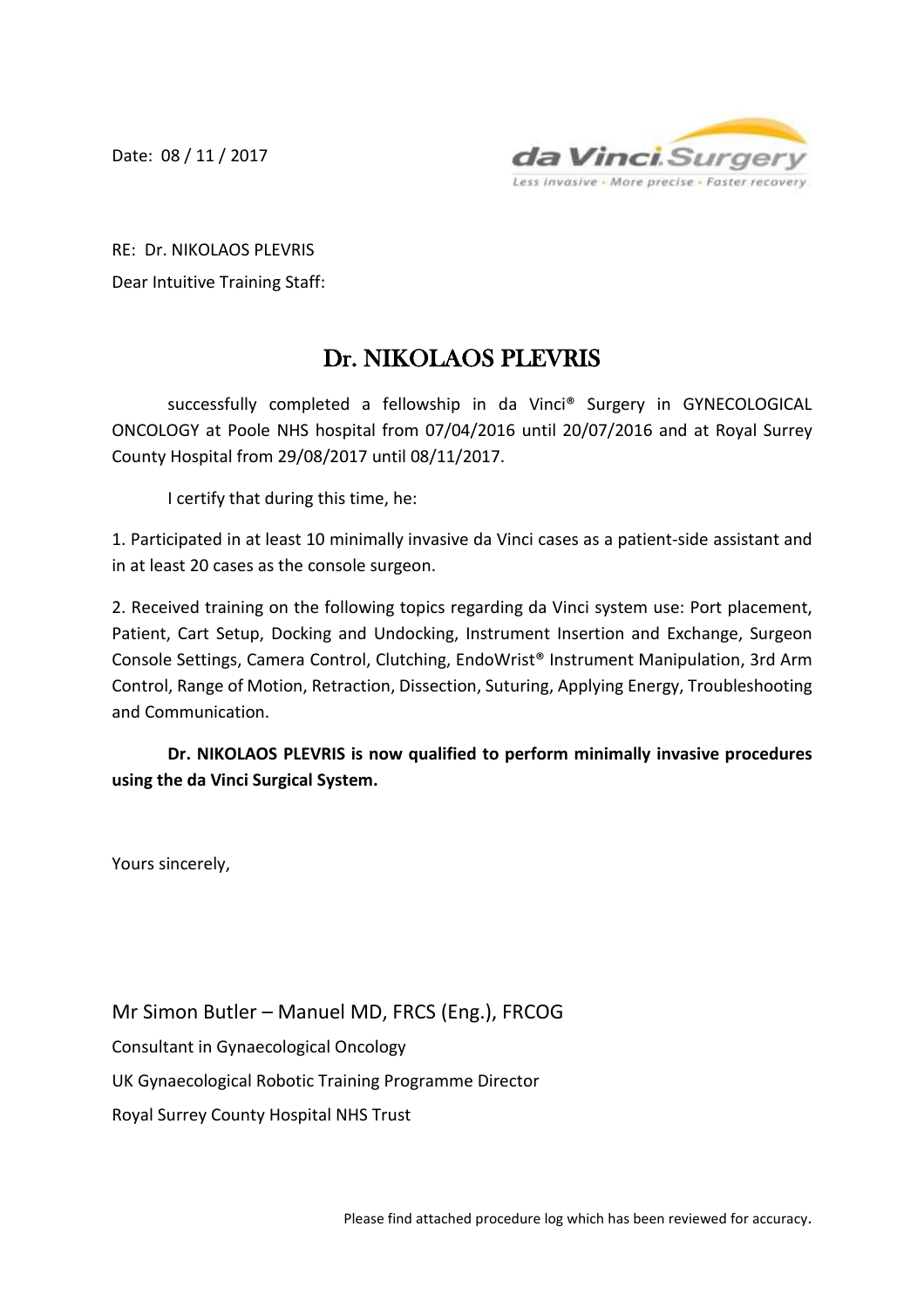Date: 08 / 11 / 2017

RE: Dr. NIKOLAOS PLEVRIS

Dear Intuitive Training Staff:

# Dr. NIKOLAOS PLEVRIS

successfully completed a fellowship in da Vinci® Surgery in GYNECOLOGICAL ONCOLOGY at Poole NHS hospital from 07/04/2016 until 20/07/2016 and at Royal Surrey County Hospital from 29/08/2017 until 08/11/2017.

I certify that during this time, he:

1. Participated in at least 10 minimally invasive da Vinci cases as a patient-side assistant and in at least 20 cases as the console surgeon.

2. Received training on the following topics regarding da Vinci system use: Port placement, Patient, Cart Setup, Docking and Undocking, Instrument Insertion and Exchange, Surgeon Console Settings, Camera Control, Clutching, EndoWrist® Instrument Manipulation, 3rd Arm Control, Range of Motion, Retraction, Dissection, Suturing, Applying Energy, Troubleshooting and Communication.

**Dr. NIKOLAOS PLEVRIS is now qualified to perform minimally invasive procedures using the da Vinci Surgical System.**

Yours sincerely,

Mr Simon Butler – Manuel MD, FRCS (Eng.), FRCOG

Consultant in Gynaecological Oncology

UK Gynaecological Robotic Training Programme Director

Royal Surrey County Hospital NHS Trust

Please find attached procedure log which has been reviewed for accuracy.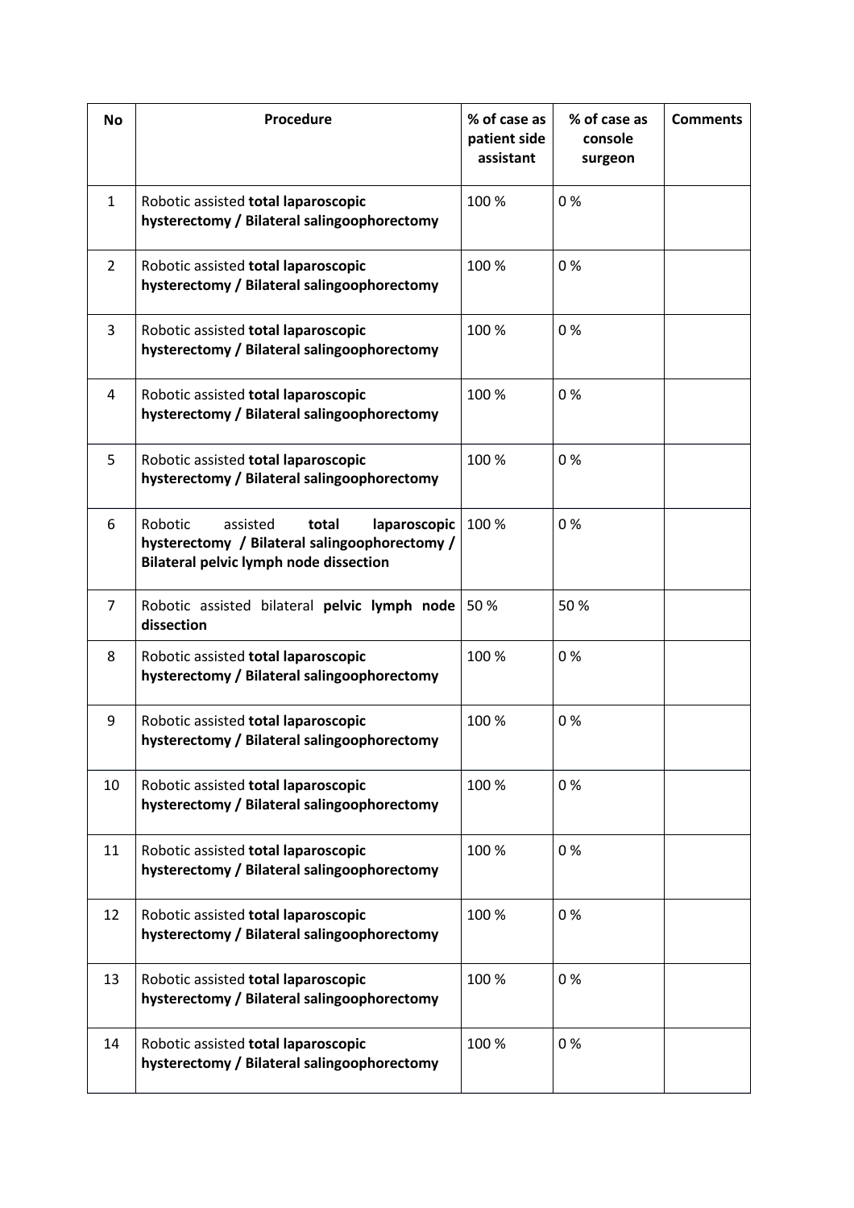| No | Procedure | % of case as patient side assistant | % of case as console surgeon | Comments |
|---|---|---|---|---|
| 1 | Robotic assisted **total laparoscopic hysterectomy / Bilateral salingoophorectomy** | 100 % | 0 % | |
| 2 | Robotic assisted **total laparoscopic hysterectomy / Bilateral salingoophorectomy** | 100 % | 0 % | |
| 3 | Robotic assisted **total laparoscopic hysterectomy / Bilateral salingoophorectomy** | 100 % | 0 % | |
| 4 | Robotic assisted **total laparoscopic hysterectomy / Bilateral salingoophorectomy** | 100 % | 0 % | |
| 5 | Robotic assisted **total laparoscopic hysterectomy / Bilateral salingoophorectomy** | 100 % | 0 % | |
| 6 | Robotic assisted **total laparoscopic hysterectomy / Bilateral salingoophorectomy / Bilateral pelvic lymph node dissection** | 100 % | 0 % | |
| 7 | Robotic assisted bilateral **pelvic lymph node dissection** | 50 % | 50 % | |
| 8 | Robotic assisted **total laparoscopic hysterectomy / Bilateral salingoophorectomy** | 100 % | 0 % | |
| 9 | Robotic assisted **total laparoscopic hysterectomy / Bilateral salingoophorectomy** | 100 % | 0 % | |
| 10 | Robotic assisted **total laparoscopic hysterectomy / Bilateral salingoophorectomy** | 100 % | 0 % | |
| 11 | Robotic assisted **total laparoscopic hysterectomy / Bilateral salingoophorectomy** | 100 % | 0 % | |
| 12 | Robotic assisted **total laparoscopic hysterectomy / Bilateral salingoophorectomy** | 100 % | 0 % | |
| 13 | Robotic assisted **total laparoscopic hysterectomy / Bilateral salingoophorectomy** | 100 % | 0 % | |
| 14 | Robotic assisted **total laparoscopic hysterectomy / Bilateral salingoophorectomy** | 100 % | 0 % | |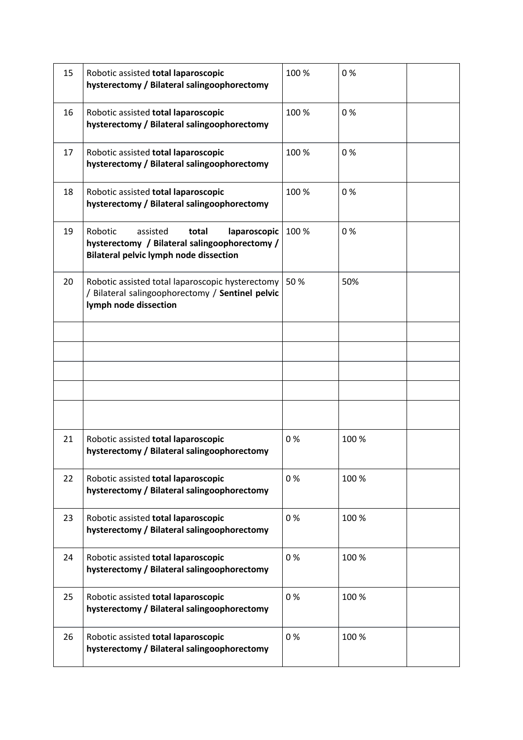| 15 | Robotic assisted **total laparoscopic hysterectomy / Bilateral salingoophorectomy** | 100 % | 0 % | |
|---|---|---|---|---|
| 16 | Robotic assisted **total laparoscopic hysterectomy / Bilateral salingoophorectomy** | 100 % | 0 % | |
| 17 | Robotic assisted **total laparoscopic hysterectomy / Bilateral salingoophorectomy** | 100 % | 0 % | |
| 18 | Robotic assisted **total laparoscopic hysterectomy / Bilateral salingoophorectomy** | 100 % | 0 % | |
| 19 | Robotic assisted **total laparoscopic hysterectomy / Bilateral salingoophorectomy / Bilateral pelvic lymph node dissection** | 100 % | 0 % | |
| 20 | Robotic assisted total laparoscopic hysterectomy / Bilateral salingoophorectomy / **Sentinel pelvic lymph node dissection** | 50 % | 50% | |
| | | | | |
| | | | | |
| | | | | |
| | | | | |
| | | | | |
| 21 | Robotic assisted **total laparoscopic hysterectomy / Bilateral salingoophorectomy** | 0 % | 100 % | |
| 22 | Robotic assisted **total laparoscopic hysterectomy / Bilateral salingoophorectomy** | 0 % | 100 % | |
| 23 | Robotic assisted **total laparoscopic hysterectomy / Bilateral salingoophorectomy** | 0 % | 100 % | |
| 24 | Robotic assisted **total laparoscopic hysterectomy / Bilateral salingoophorectomy** | 0 % | 100 % | |
| 25 | Robotic assisted **total laparoscopic hysterectomy / Bilateral salingoophorectomy** | 0 % | 100 % | |
| 26 | Robotic assisted **total laparoscopic hysterectomy / Bilateral salingoophorectomy** | 0 % | 100 % | |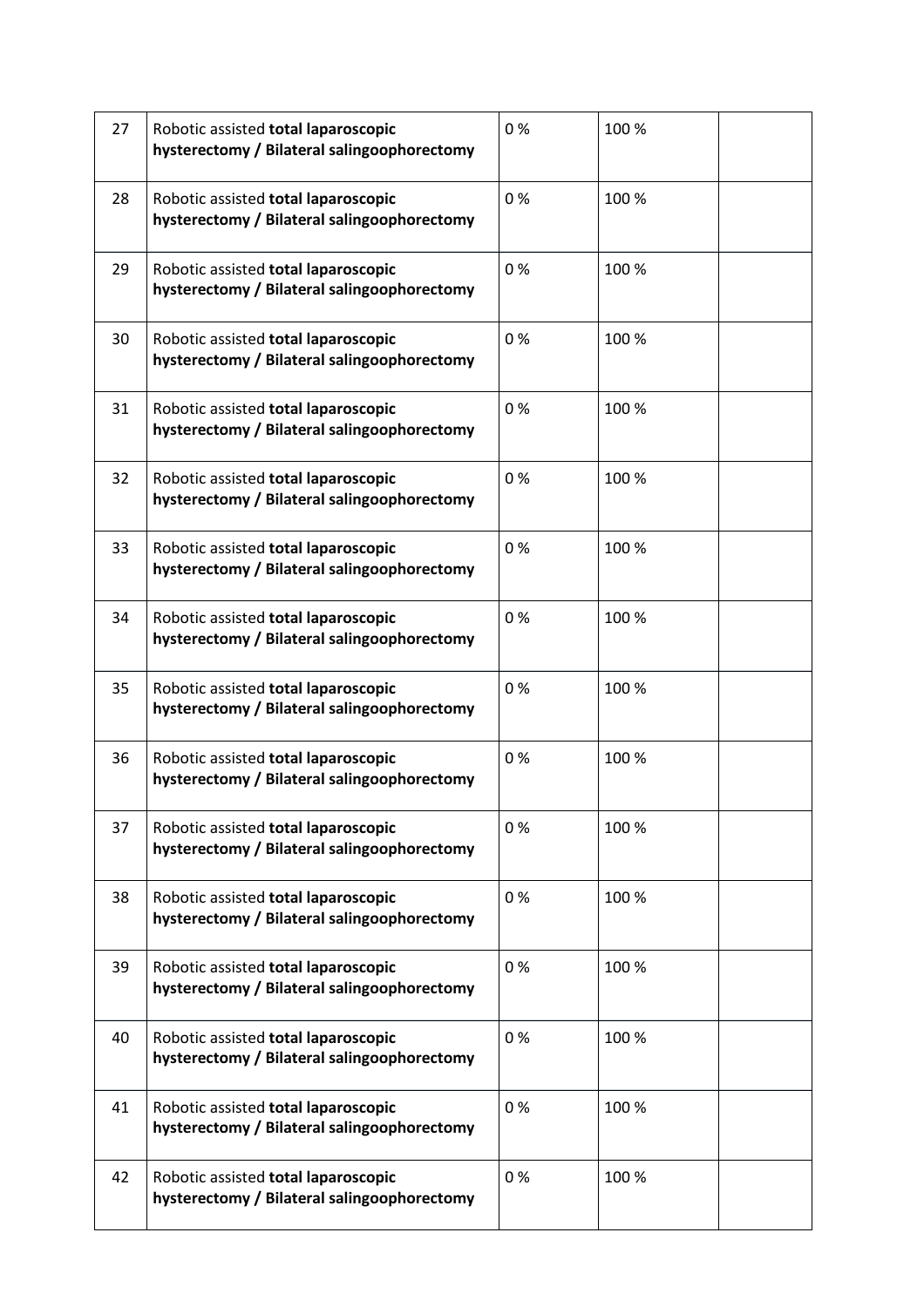| | | | | |
|---|---|---|---|---|
| 27 | Robotic assisted **total laparoscopic hysterectomy / Bilateral salingoophorectomy** | 0 % | 100 % | |
| 28 | Robotic assisted **total laparoscopic hysterectomy / Bilateral salingoophorectomy** | 0 % | 100 % | |
| 29 | Robotic assisted **total laparoscopic hysterectomy / Bilateral salingoophorectomy** | 0 % | 100 % | |
| 30 | Robotic assisted **total laparoscopic hysterectomy / Bilateral salingoophorectomy** | 0 % | 100 % | |
| 31 | Robotic assisted **total laparoscopic hysterectomy / Bilateral salingoophorectomy** | 0 % | 100 % | |
| 32 | Robotic assisted **total laparoscopic hysterectomy / Bilateral salingoophorectomy** | 0 % | 100 % | |
| 33 | Robotic assisted **total laparoscopic hysterectomy / Bilateral salingoophorectomy** | 0 % | 100 % | |
| 34 | Robotic assisted **total laparoscopic hysterectomy / Bilateral salingoophorectomy** | 0 % | 100 % | |
| 35 | Robotic assisted **total laparoscopic hysterectomy / Bilateral salingoophorectomy** | 0 % | 100 % | |
| 36 | Robotic assisted **total laparoscopic hysterectomy / Bilateral salingoophorectomy** | 0 % | 100 % | |
| 37 | Robotic assisted **total laparoscopic hysterectomy / Bilateral salingoophorectomy** | 0 % | 100 % | |
| 38 | Robotic assisted **total laparoscopic hysterectomy / Bilateral salingoophorectomy** | 0 % | 100 % | |
| 39 | Robotic assisted **total laparoscopic hysterectomy / Bilateral salingoophorectomy** | 0 % | 100 % | |
| 40 | Robotic assisted **total laparoscopic hysterectomy / Bilateral salingoophorectomy** | 0 % | 100 % | |
| 41 | Robotic assisted **total laparoscopic hysterectomy / Bilateral salingoophorectomy** | 0 % | 100 % | |
| 42 | Robotic assisted **total laparoscopic hysterectomy / Bilateral salingoophorectomy** | 0 % | 100 % | |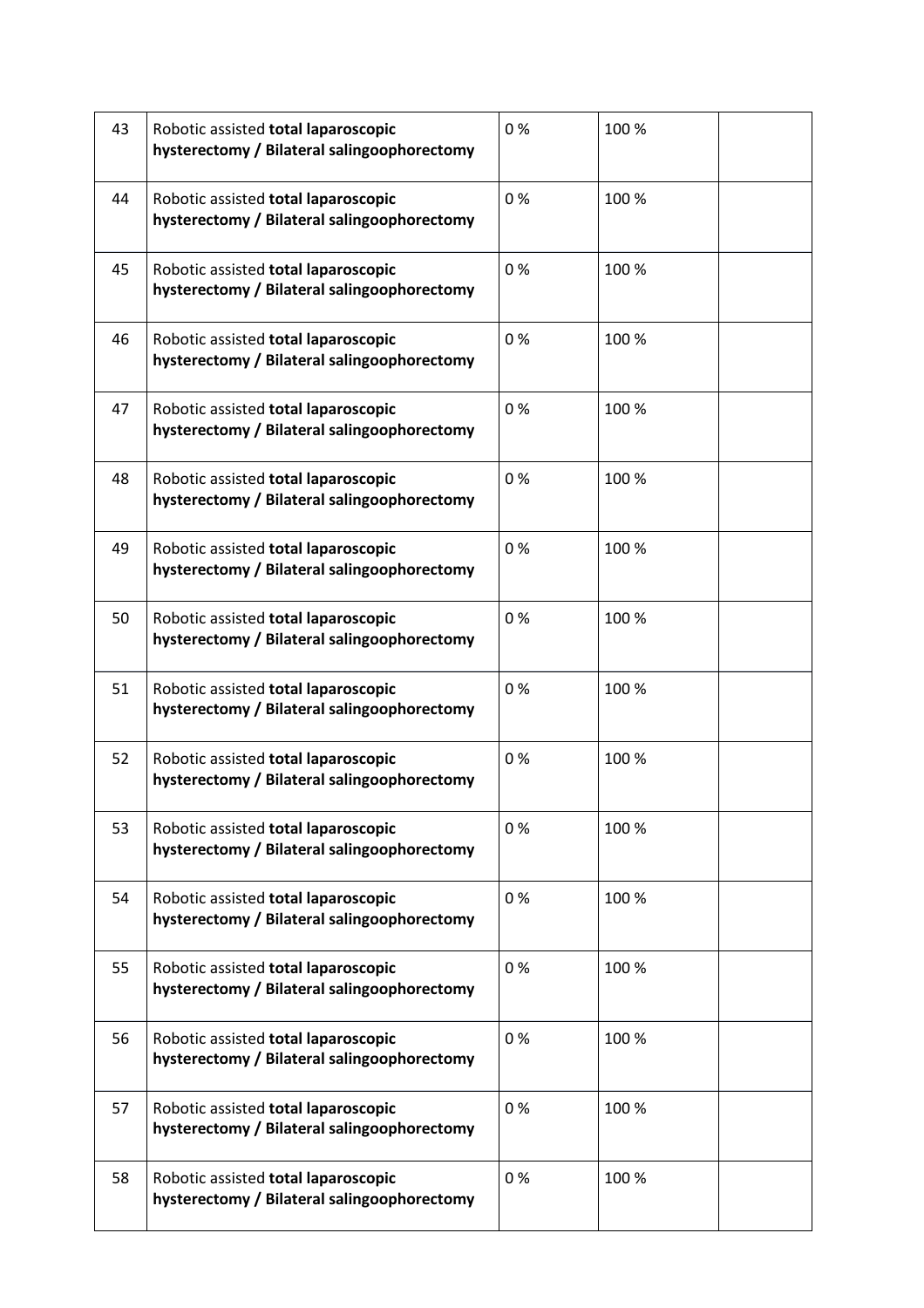| 43 | Robotic assisted **total laparoscopic hysterectomy / Bilateral salingoophorectomy** | 0 % | 100 % | |
|---|---|---|---|---|
| 44 | Robotic assisted **total laparoscopic hysterectomy / Bilateral salingoophorectomy** | 0 % | 100 % | |
| 45 | Robotic assisted **total laparoscopic hysterectomy / Bilateral salingoophorectomy** | 0 % | 100 % | |
| 46 | Robotic assisted **total laparoscopic hysterectomy / Bilateral salingoophorectomy** | 0 % | 100 % | |
| 47 | Robotic assisted **total laparoscopic hysterectomy / Bilateral salingoophorectomy** | 0 % | 100 % | |
| 48 | Robotic assisted **total laparoscopic hysterectomy / Bilateral salingoophorectomy** | 0 % | 100 % | |
| 49 | Robotic assisted **total laparoscopic hysterectomy / Bilateral salingoophorectomy** | 0 % | 100 % | |
| 50 | Robotic assisted **total laparoscopic hysterectomy / Bilateral salingoophorectomy** | 0 % | 100 % | |
| 51 | Robotic assisted **total laparoscopic hysterectomy / Bilateral salingoophorectomy** | 0 % | 100 % | |
| 52 | Robotic assisted **total laparoscopic hysterectomy / Bilateral salingoophorectomy** | 0 % | 100 % | |
| 53 | Robotic assisted **total laparoscopic hysterectomy / Bilateral salingoophorectomy** | 0 % | 100 % | |
| 54 | Robotic assisted **total laparoscopic hysterectomy / Bilateral salingoophorectomy** | 0 % | 100 % | |
| 55 | Robotic assisted **total laparoscopic hysterectomy / Bilateral salingoophorectomy** | 0 % | 100 % | |
| 56 | Robotic assisted **total laparoscopic hysterectomy / Bilateral salingoophorectomy** | 0 % | 100 % | |
| 57 | Robotic assisted **total laparoscopic hysterectomy / Bilateral salingoophorectomy** | 0 % | 100 % | |
| 58 | Robotic assisted **total laparoscopic hysterectomy / Bilateral salingoophorectomy** | 0 % | 100 % | |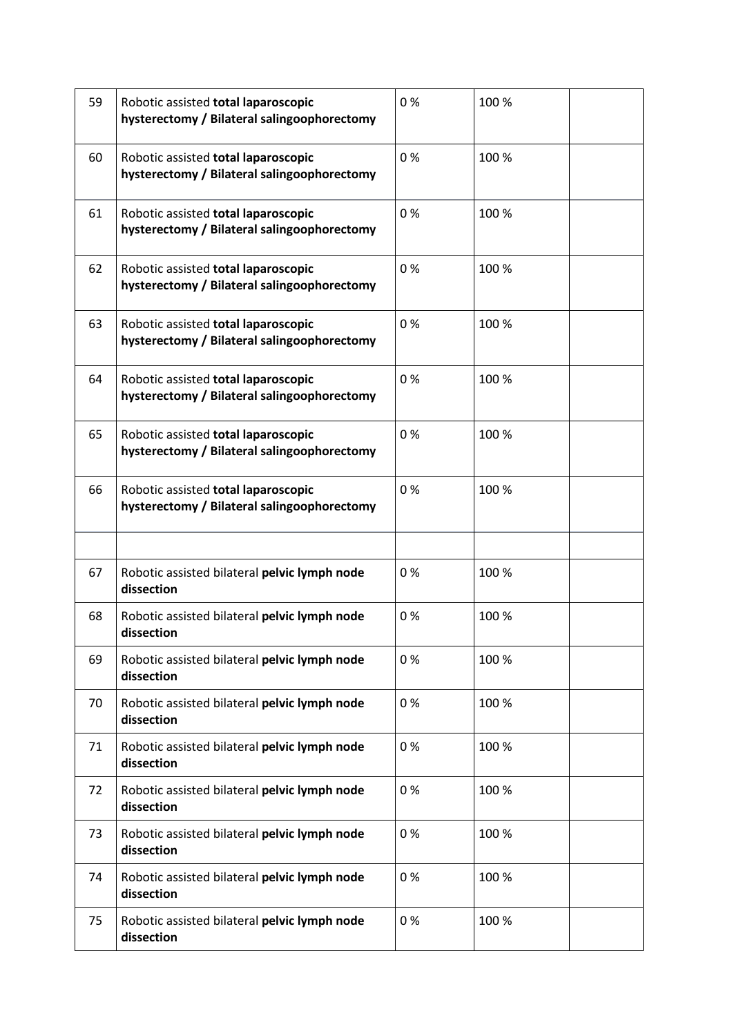| 59 | Robotic assisted **total laparoscopic hysterectomy / Bilateral salingoophorectomy** | 0 % | 100 % | |
|---|---|---|---|---|
| 60 | Robotic assisted **total laparoscopic hysterectomy / Bilateral salingoophorectomy** | 0 % | 100 % | |
| 61 | Robotic assisted **total laparoscopic hysterectomy / Bilateral salingoophorectomy** | 0 % | 100 % | |
| 62 | Robotic assisted **total laparoscopic hysterectomy / Bilateral salingoophorectomy** | 0 % | 100 % | |
| 63 | Robotic assisted **total laparoscopic hysterectomy / Bilateral salingoophorectomy** | 0 % | 100 % | |
| 64 | Robotic assisted **total laparoscopic hysterectomy / Bilateral salingoophorectomy** | 0 % | 100 % | |
| 65 | Robotic assisted **total laparoscopic hysterectomy / Bilateral salingoophorectomy** | 0 % | 100 % | |
| 66 | Robotic assisted **total laparoscopic hysterectomy / Bilateral salingoophorectomy** | 0 % | 100 % | |
| | | | | |
| 67 | Robotic assisted bilateral **pelvic lymph node dissection** | 0 % | 100 % | |
| 68 | Robotic assisted bilateral **pelvic lymph node dissection** | 0 % | 100 % | |
| 69 | Robotic assisted bilateral **pelvic lymph node dissection** | 0 % | 100 % | |
| 70 | Robotic assisted bilateral **pelvic lymph node dissection** | 0 % | 100 % | |
| 71 | Robotic assisted bilateral **pelvic lymph node dissection** | 0 % | 100 % | |
| 72 | Robotic assisted bilateral **pelvic lymph node dissection** | 0 % | 100 % | |
| 73 | Robotic assisted bilateral **pelvic lymph node dissection** | 0 % | 100 % | |
| 74 | Robotic assisted bilateral **pelvic lymph node dissection** | 0 % | 100 % | |
| 75 | Robotic assisted bilateral **pelvic lymph node dissection** | 0 % | 100 % | |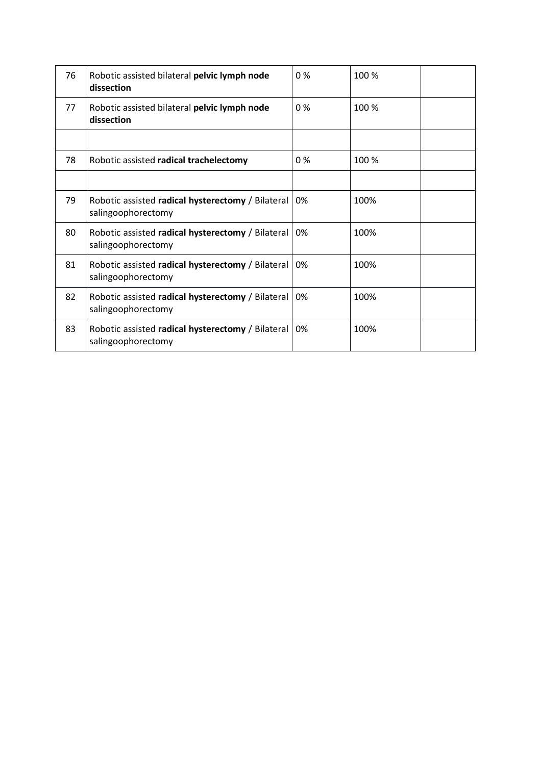| | | | | |
|---|---|---|---|---|
| 76 | Robotic assisted bilateral **pelvic lymph node dissection** | 0 % | 100 % | |
| 77 | Robotic assisted bilateral **pelvic lymph node dissection** | 0 % | 100 % | |
| | | | | |
| 78 | Robotic assisted **radical trachelectomy** | 0 % | 100 % | |
| | | | | |
| 79 | Robotic assisted **radical hysterectomy** / Bilateral salingoophorectomy | 0% | 100% | |
| 80 | Robotic assisted **radical hysterectomy** / Bilateral salingoophorectomy | 0% | 100% | |
| 81 | Robotic assisted **radical hysterectomy** / Bilateral salingoophorectomy | 0% | 100% | |
| 82 | Robotic assisted **radical hysterectomy** / Bilateral salingoophorectomy | 0% | 100% | |
| 83 | Robotic assisted **radical hysterectomy** / Bilateral salingoophorectomy | 0% | 100% | |